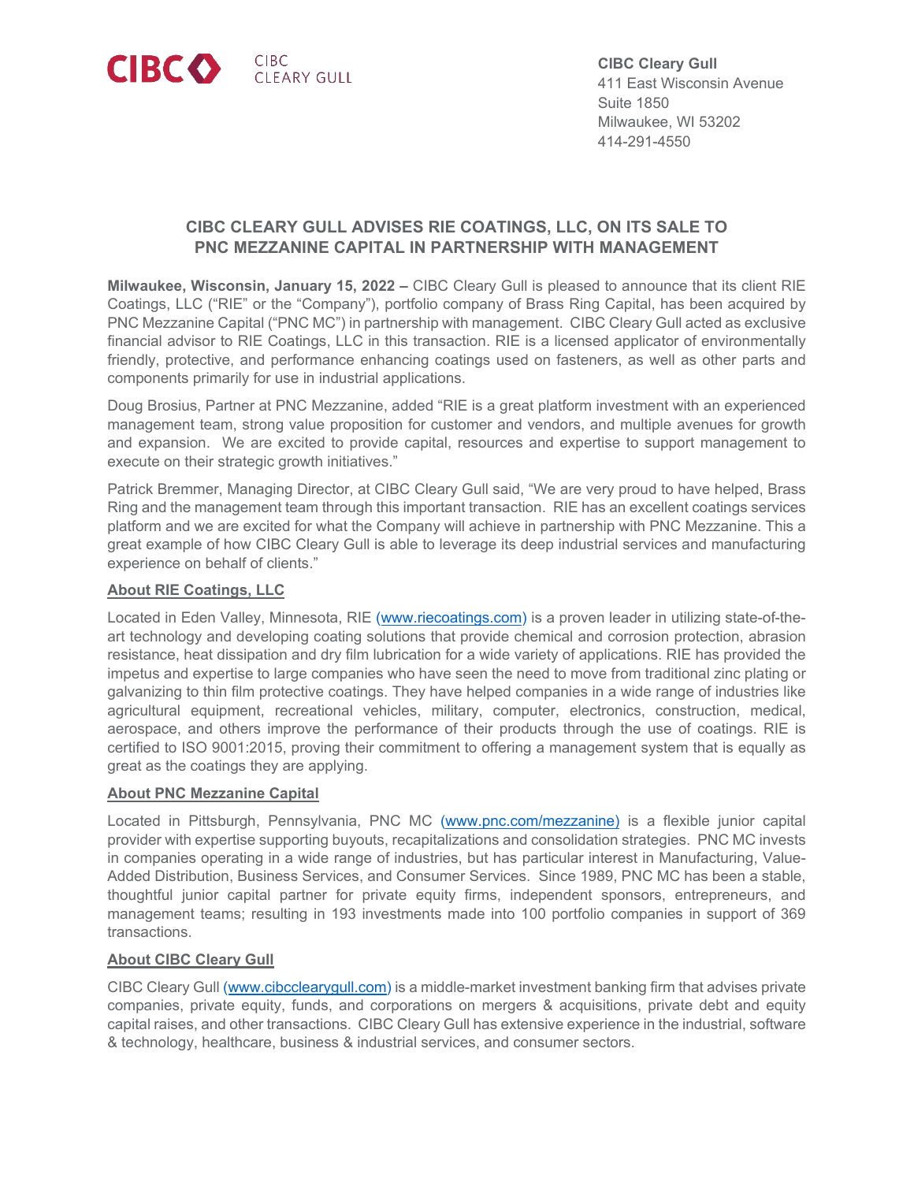CIBC | CIBC CLEARY GULL

**CIBC Cleary Gull**
411 East Wisconsin Avenue
Suite 1850
Milwaukee, WI 53202
414-291-4550

# CIBC CLEARY GULL ADVISES RIE COATINGS, LLC, ON ITS SALE TO PNC MEZZANINE CAPITAL IN PARTNERSHIP WITH MANAGEMENT

**Milwaukee, Wisconsin, January 15, 2022 –** CIBC Cleary Gull is pleased to announce that its client RIE Coatings, LLC ("RIE" or the "Company"), portfolio company of Brass Ring Capital, has been acquired by PNC Mezzanine Capital ("PNC MC") in partnership with management. CIBC Cleary Gull acted as exclusive financial advisor to RIE Coatings, LLC in this transaction. RIE is a licensed applicator of environmentally friendly, protective, and performance enhancing coatings used on fasteners, as well as other parts and components primarily for use in industrial applications.

Doug Brosius, Partner at PNC Mezzanine, added "RIE is a great platform investment with an experienced management team, strong value proposition for customer and vendors, and multiple avenues for growth and expansion. We are excited to provide capital, resources and expertise to support management to execute on their strategic growth initiatives."

Patrick Bremmer, Managing Director, at CIBC Cleary Gull said, "We are very proud to have helped, Brass Ring and the management team through this important transaction. RIE has an excellent coatings services platform and we are excited for what the Company will achieve in partnership with PNC Mezzanine. This a great example of how CIBC Cleary Gull is able to leverage its deep industrial services and manufacturing experience on behalf of clients."

## About RIE Coatings, LLC

Located in Eden Valley, Minnesota, RIE (www.riecoatings.com) is a proven leader in utilizing state-of-the-art technology and developing coating solutions that provide chemical and corrosion protection, abrasion resistance, heat dissipation and dry film lubrication for a wide variety of applications. RIE has provided the impetus and expertise to large companies who have seen the need to move from traditional zinc plating or galvanizing to thin film protective coatings. They have helped companies in a wide range of industries like agricultural equipment, recreational vehicles, military, computer, electronics, construction, medical, aerospace, and others improve the performance of their products through the use of coatings. RIE is certified to ISO 9001:2015, proving their commitment to offering a management system that is equally as great as the coatings they are applying.

## About PNC Mezzanine Capital

Located in Pittsburgh, Pennsylvania, PNC MC (www.pnc.com/mezzanine) is a flexible junior capital provider with expertise supporting buyouts, recapitalizations and consolidation strategies. PNC MC invests in companies operating in a wide range of industries, but has particular interest in Manufacturing, Value-Added Distribution, Business Services, and Consumer Services. Since 1989, PNC MC has been a stable, thoughtful junior capital partner for private equity firms, independent sponsors, entrepreneurs, and management teams; resulting in 193 investments made into 100 portfolio companies in support of 369 transactions.

## About CIBC Cleary Gull

CIBC Cleary Gull (www.cibcclearygull.com) is a middle-market investment banking firm that advises private companies, private equity, funds, and corporations on mergers & acquisitions, private debt and equity capital raises, and other transactions. CIBC Cleary Gull has extensive experience in the industrial, software & technology, healthcare, business & industrial services, and consumer sectors.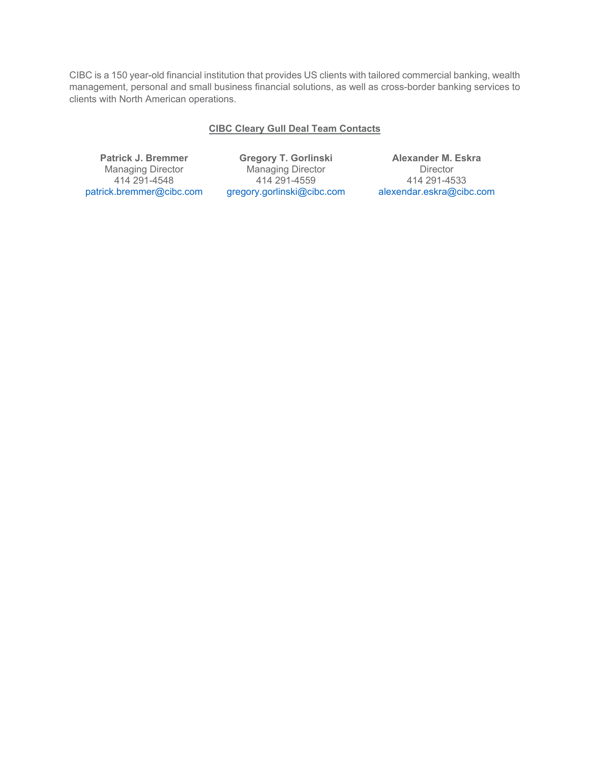CIBC is a 150 year-old financial institution that provides US clients with tailored commercial banking, wealth management, personal and small business financial solutions, as well as cross-border banking services to clients with North American operations.

**CIBC Cleary Gull Deal Team Contacts**

**Patrick J. Bremmer**
Managing Director
414 291-4548
patrick.bremmer@cibc.com

**Gregory T. Gorlinski**
Managing Director
414 291-4559
gregory.gorlinski@cibc.com

**Alexander M. Eskra**
Director
414 291-4533
alexendar.eskra@cibc.com